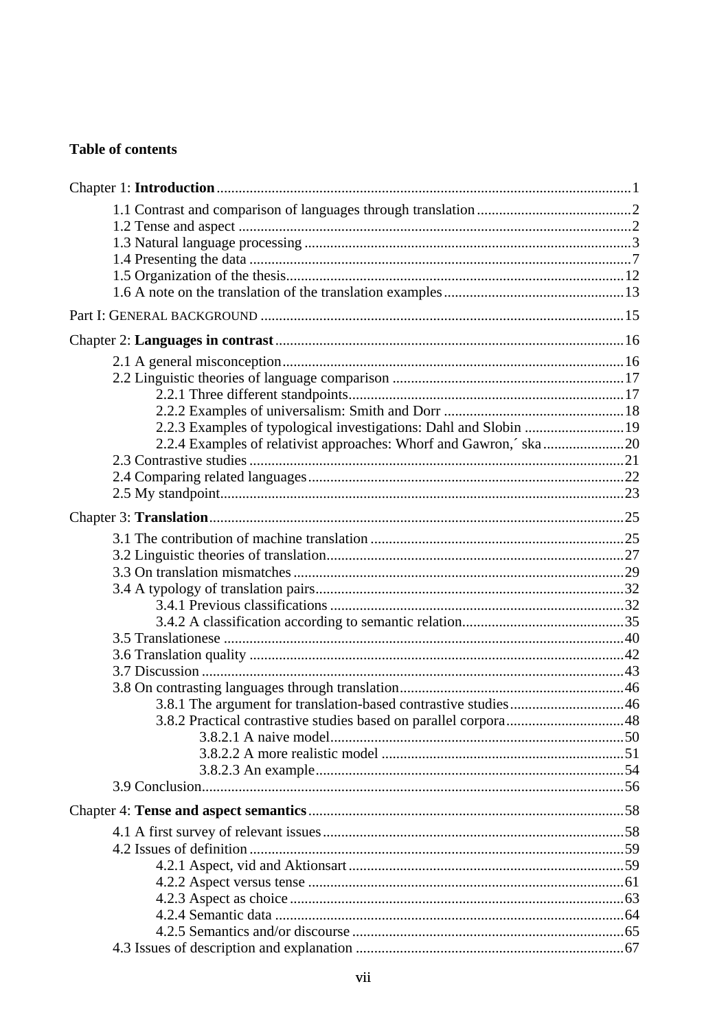**Table of contents**

Chapter 1: **Introduction** ........ 1

- 1.1 Contrast and comparison of languages through translation ........ 2
- 1.2 Tense and aspect ........ 2
- 1.3 Natural language processing ........ 3
- 1.4 Presenting the data ........ 7
- 1.5 Organization of the thesis ........ 12
- 1.6 A note on the translation of the translation examples ........ 13

Part I: GENERAL BACKGROUND ........ 15

Chapter 2: **Languages in contrast** ........ 16

- 2.1 A general misconception ........ 16
- 2.2 Linguistic theories of language comparison ........ 17
    - 2.2.1 Three different standpoints ........ 17
    - 2.2.2 Examples of universalism: Smith and Dorr ........ 18
    - 2.2.3 Examples of typological investigations: Dahl and Slobin ........ 19
    - 2.2.4 Examples of relativist approaches: Whorf and Gawron,´ ska ........ 20
- 2.3 Contrastive studies ........ 21
- 2.4 Comparing related languages ........ 22
- 2.5 My standpoint ........ 23

Chapter 3: **Translation** ........ 25

- 3.1 The contribution of machine translation ........ 25
- 3.2 Linguistic theories of translation ........ 27
- 3.3 On translation mismatches ........ 29
- 3.4 A typology of translation pairs ........ 32
    - 3.4.1 Previous classifications ........ 32
    - 3.4.2 A classification according to semantic relation ........ 35
- 3.5 Translationese ........ 40
- 3.6 Translation quality ........ 42
- 3.7 Discussion ........ 43
- 3.8 On contrasting languages through translation ........ 46
    - 3.8.1 The argument for translation-based contrastive studies ........ 46
    - 3.8.2 Practical contrastive studies based on parallel corpora ........ 48
        - 3.8.2.1 A naive model ........ 50
        - 3.8.2.2 A more realistic model ........ 51
        - 3.8.2.3 An example ........ 54
- 3.9 Conclusion ........ 56

Chapter 4: **Tense and aspect semantics** ........ 58

- 4.1 A first survey of relevant issues ........ 58
- 4.2 Issues of definition ........ 59
    - 4.2.1 Aspect, vid and Aktionsart ........ 59
    - 4.2.2 Aspect versus tense ........ 61
    - 4.2.3 Aspect as choice ........ 63
    - 4.2.4 Semantic data ........ 64
    - 4.2.5 Semantics and/or discourse ........ 65
- 4.3 Issues of description and explanation ........ 67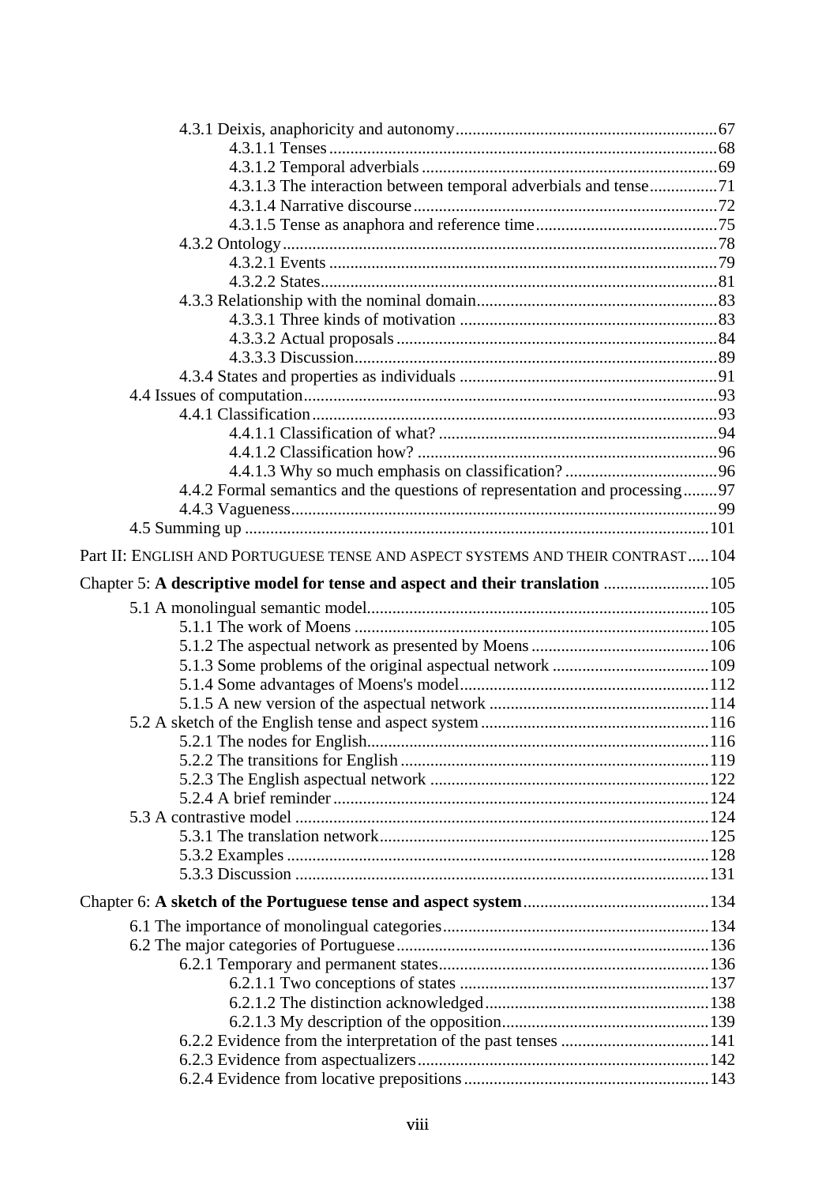4.3.1 Deixis, anaphoricity and autonomy....67
 4.3.1.1 Tenses....68
 4.3.1.2 Temporal adverbials....69
 4.3.1.3 The interaction between temporal adverbials and tense....71
 4.3.1.4 Narrative discourse....72
 4.3.1.5 Tense as anaphora and reference time....75
4.3.2 Ontology....78
 4.3.2.1 Events....79
 4.3.2.2 States....81
4.3.3 Relationship with the nominal domain....83
 4.3.3.1 Three kinds of motivation....83
 4.3.3.2 Actual proposals....84
 4.3.3.3 Discussion....89
4.3.4 States and properties as individuals....91
4.4 Issues of computation....93
4.4.1 Classification....93
 4.4.1.1 Classification of what?....94
 4.4.1.2 Classification how?....96
 4.4.1.3 Why so much emphasis on classification?....96
4.4.2 Formal semantics and the questions of representation and processing....97
4.4.3 Vagueness....99
4.5 Summing up....101

Part II: ENGLISH AND PORTUGUESE TENSE AND ASPECT SYSTEMS AND THEIR CONTRAST....104

Chapter 5: **A descriptive model for tense and aspect and their translation**....105

5.1 A monolingual semantic model....105
5.1.1 The work of Moens....105
5.1.2 The aspectual network as presented by Moens....106
5.1.3 Some problems of the original aspectual network....109
5.1.4 Some advantages of Moens's model....112
5.1.5 A new version of the aspectual network....114
5.2 A sketch of the English tense and aspect system....116
5.2.1 The nodes for English....116
5.2.2 The transitions for English....119
5.2.3 The English aspectual network....122
5.2.4 A brief reminder....124
5.3 A contrastive model....124
5.3.1 The translation network....125
5.3.2 Examples....128
5.3.3 Discussion....131

Chapter 6: **A sketch of the Portuguese tense and aspect system**....134

6.1 The importance of monolingual categories....134
6.2 The major categories of Portuguese....136
6.2.1 Temporary and permanent states....136
 6.2.1.1 Two conceptions of states....137
 6.2.1.2 The distinction acknowledged....138
 6.2.1.3 My description of the opposition....139
6.2.2 Evidence from the interpretation of the past tenses....141
6.2.3 Evidence from aspectualizers....142
6.2.4 Evidence from locative prepositions....143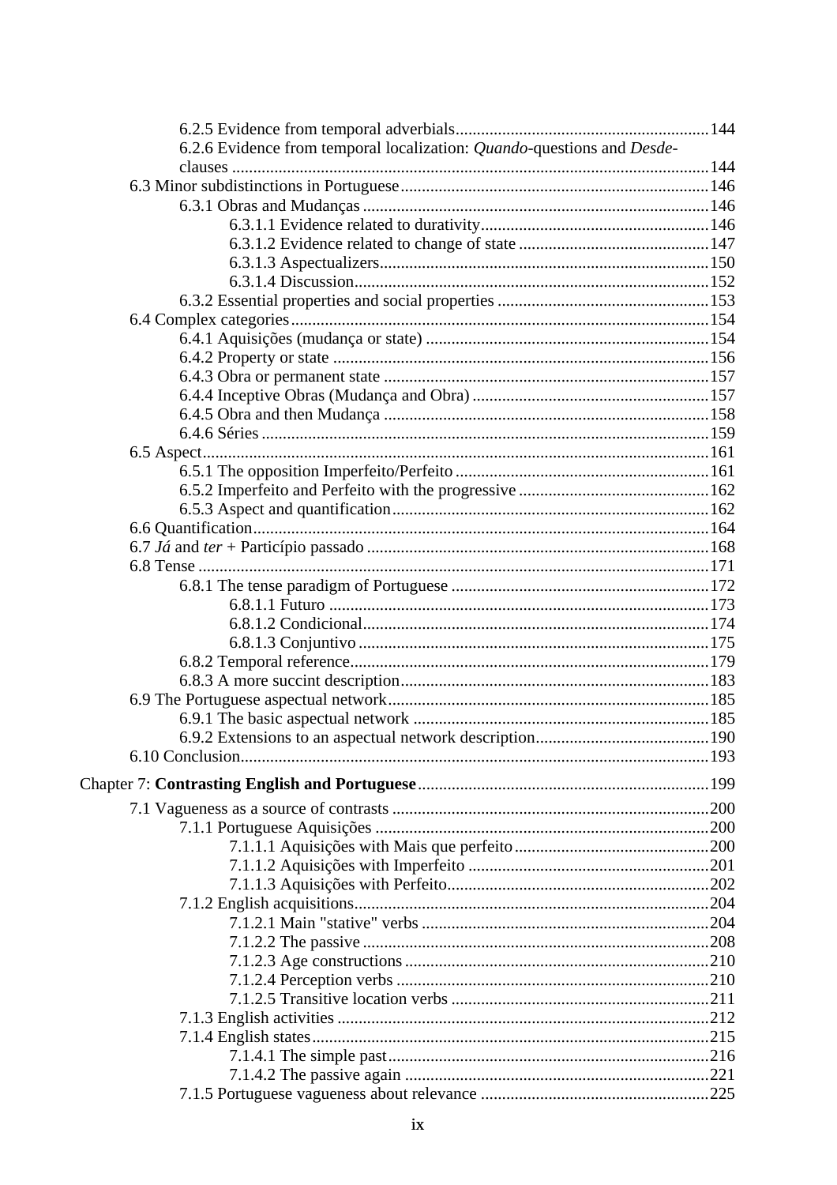6.2.5 Evidence from temporal adverbials ........................................................ 144
6.2.6 Evidence from temporal localization: *Quando*-questions and *Desde*-clauses ........................................................ 144

6.3 Minor subdistinctions in Portuguese ........................................................ 146
6.3.1 Obras and Mudanças ........................................................ 146
6.3.1.1 Evidence related to durativity ........................................................ 146
6.3.1.2 Evidence related to change of state ........................................................ 147
6.3.1.3 Aspectualizers ........................................................ 150
6.3.1.4 Discussion ........................................................ 152
6.3.2 Essential properties and social properties ........................................................ 153

6.4 Complex categories ........................................................ 154
6.4.1 Aquisições (mudança or state) ........................................................ 154
6.4.2 Property or state ........................................................ 156
6.4.3 Obra or permanent state ........................................................ 157
6.4.4 Inceptive Obras (Mudança and Obra) ........................................................ 157
6.4.5 Obra and then Mudança ........................................................ 158
6.4.6 Séries ........................................................ 159

6.5 Aspect ........................................................ 161
6.5.1 The opposition Imperfeito/Perfeito ........................................................ 161
6.5.2 Imperfeito and Perfeito with the progressive ........................................................ 162
6.5.3 Aspect and quantification ........................................................ 162

6.6 Quantification ........................................................ 164

6.7 *Já* and *ter* + Particípio passado ........................................................ 168

6.8 Tense ........................................................ 171
6.8.1 The tense paradigm of Portuguese ........................................................ 172
6.8.1.1 Futuro ........................................................ 173
6.8.1.2 Condicional ........................................................ 174
6.8.1.3 Conjuntivo ........................................................ 175
6.8.2 Temporal reference ........................................................ 179
6.8.3 A more succint description ........................................................ 183

6.9 The Portuguese aspectual network ........................................................ 185
6.9.1 The basic aspectual network ........................................................ 185
6.9.2 Extensions to an aspectual network description ........................................................ 190

6.10 Conclusion ........................................................ 193

Chapter 7: **Contrasting English and Portuguese** ........................................................ 199

7.1 Vagueness as a source of contrasts ........................................................ 200
7.1.1 Portuguese Aquisições ........................................................ 200
7.1.1.1 Aquisições with Mais que perfeito ........................................................ 200
7.1.1.2 Aquisições with Imperfeito ........................................................ 201
7.1.1.3 Aquisições with Perfeito ........................................................ 202
7.1.2 English acquisitions ........................................................ 204
7.1.2.1 Main "stative" verbs ........................................................ 204
7.1.2.2 The passive ........................................................ 208
7.1.2.3 Age constructions ........................................................ 210
7.1.2.4 Perception verbs ........................................................ 210
7.1.2.5 Transitive location verbs ........................................................ 211
7.1.3 English activities ........................................................ 212
7.1.4 English states ........................................................ 215
7.1.4.1 The simple past ........................................................ 216
7.1.4.2 The passive again ........................................................ 221
7.1.5 Portuguese vagueness about relevance ........................................................ 225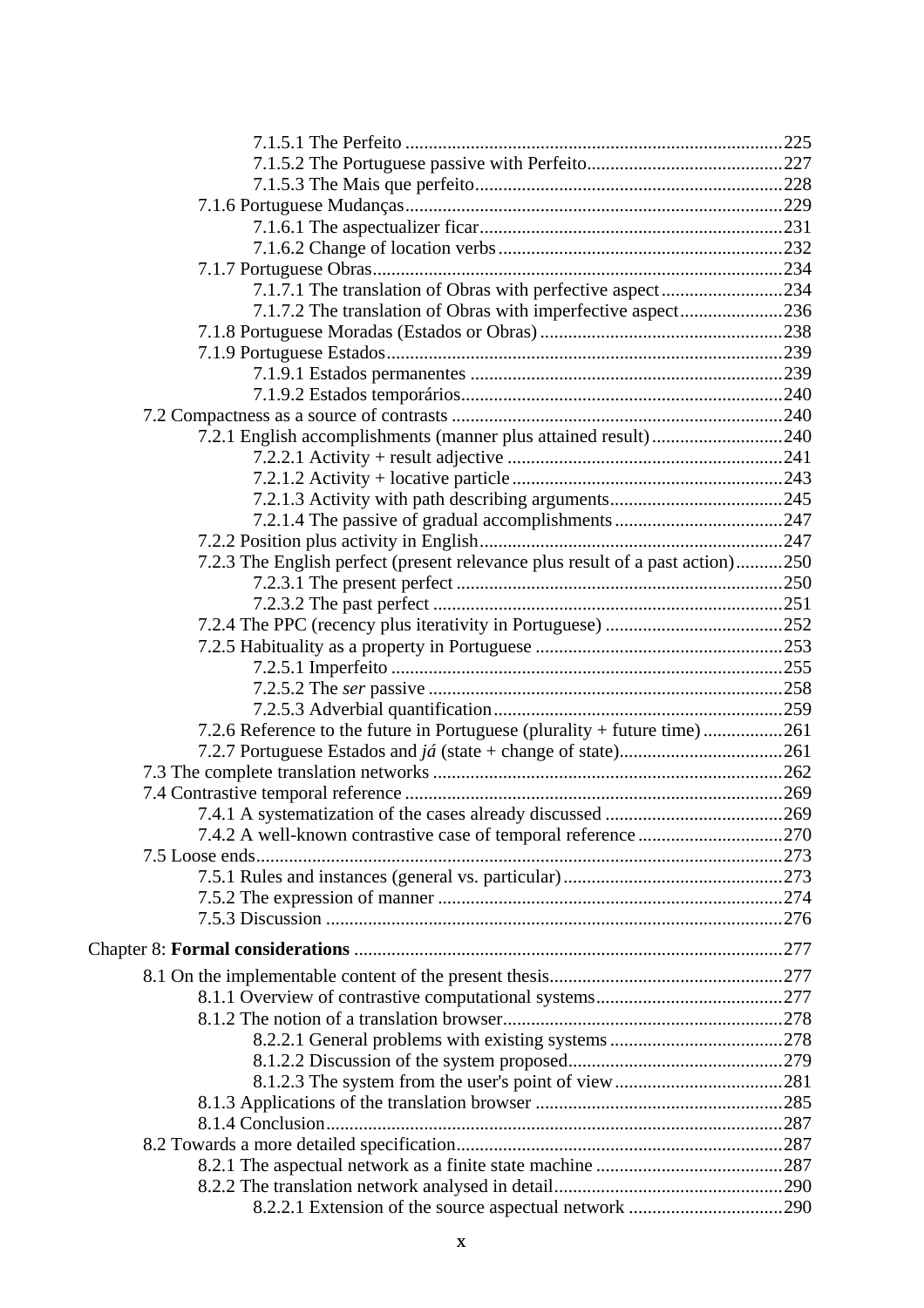7.1.5.1 The Perfeito ....................................................................................225
7.1.5.2 The Portuguese passive with Perfeito...........................................227
7.1.5.3 The Mais que perfeito..................................................................228
7.1.6 Portuguese Mudanças..................................................................................229
7.1.6.1 The aspectualizer ficar..................................................................231
7.1.6.2 Change of location verbs..............................................................232
7.1.7 Portuguese Obras........................................................................................234
7.1.7.1 The translation of Obras with perfective aspect...........................234
7.1.7.2 The translation of Obras with imperfective aspect.......................236
7.1.8 Portuguese Moradas (Estados or Obras)....................................................238
7.1.9 Portuguese Estados.....................................................................................239
7.1.9.1 Estados permanentes ...................................................................239
7.1.9.2 Estados temporários.....................................................................240
7.2 Compactness as a source of contrasts .......................................................240
7.2.1 English accomplishments (manner plus attained result)............................240
7.2.2.1 Activity + result adjective ...........................................................241
7.2.1.2 Activity + locative particle..........................................................243
7.2.1.3 Activity with path describing arguments.....................................245
7.2.1.4 The passive of gradual accomplishments.....................................247
7.2.2 Position plus activity in English..................................................................247
7.2.3 The English perfect (present relevance plus result of a past action)..........250
7.2.3.1 The present perfect ......................................................................250
7.2.3.2 The past perfect ...........................................................................251
7.2.4 The PPC (recency plus iterativity in Portuguese) ......................................252
7.2.5 Habituality as a property in Portuguese .....................................................253
7.2.5.1 Imperfeito ....................................................................................255
7.2.5.2 The *ser* passive ............................................................................258
7.2.5.3 Adverbial quantification..............................................................259
7.2.6 Reference to the future in Portuguese (plurality + future time).................261
7.2.7 Portuguese Estados and *já* (state + change of state)...................................261
7.3 The complete translation networks ............................................................262
7.4 Contrastive temporal reference .................................................................269
7.4.1 A systematization of the cases already discussed ......................................269
7.4.2 A well-known contrastive case of temporal reference ...............................270
7.5 Loose ends...................................................................................................273
7.5.1 Rules and instances (general vs. particular)...............................................273
7.5.2 The expression of manner ..........................................................................274
7.5.3 Discussion ..................................................................................................276

Chapter 8: **Formal considerations** ............................................................................277

8.1 On the implementable content of the present thesis..................................277
8.1.1 Overview of contrastive computational systems........................................277
8.1.2 The notion of a translation browser............................................................278
8.2.2.1 General problems with existing systems .....................................278
8.1.2.2 Discussion of the system proposed..............................................279
8.1.2.3 The system from the user's point of view....................................281
8.1.3 Applications of the translation browser .....................................................285
8.1.4 Conclusion..................................................................................................287
8.2 Towards a more detailed specification......................................................287
8.2.1 The aspectual network as a finite state machine ........................................287
8.2.2 The translation network analysed in detail.................................................290
8.2.2.1 Extension of the source aspectual network .................................290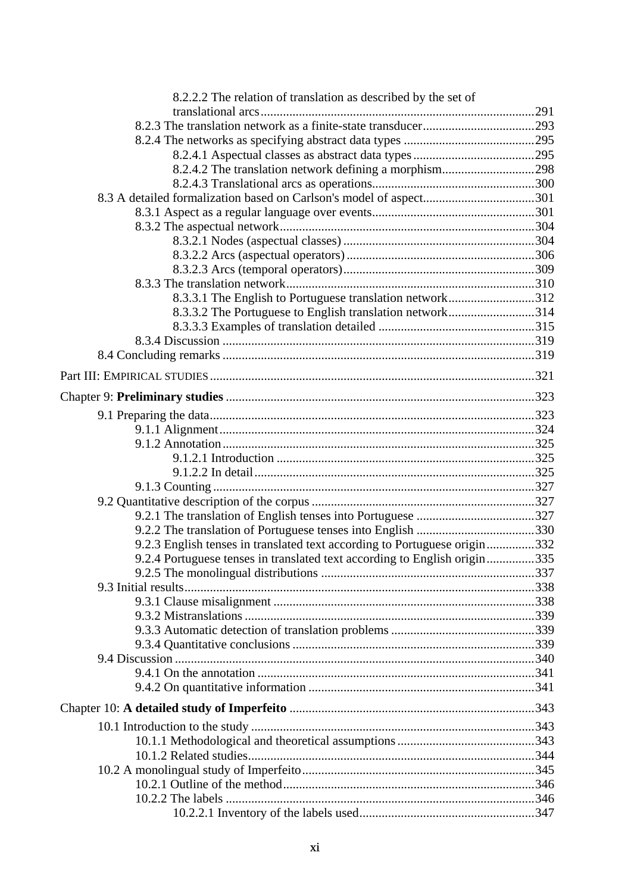8.2.2.2 The relation of translation as described by the set of translational arcs.....................................................................................291
8.2.3 The translation network as a finite-state transducer...................................293
8.2.4 The networks as specifying abstract data types .........................................295
8.2.4.1 Aspectual classes as abstract data types......................................295
8.2.4.2 The translation network defining a morphism.............................298
8.2.4.3 Translational arcs as operations...................................................300
8.3 A detailed formalization based on Carlson's model of aspect...................................301
8.3.1 Aspect as a regular language over events...................................................301
8.3.2 The aspectual network...............................................................................304
8.3.2.1 Nodes (aspectual classes) ............................................................304
8.3.2.2 Arcs (aspectual operators) ...........................................................306
8.3.2.3 Arcs (temporal operators)............................................................309
8.3.3 The translation network.............................................................................310
8.3.3.1 The English to Portuguese translation network...........................312
8.3.3.2 The Portuguese to English translation network...........................314
8.3.3.3 Examples of translation detailed .................................................315
8.3.4 Discussion .................................................................................................319
8.4 Concluding remarks .................................................................................................319

Part III: EMPIRICAL STUDIES.....................................................................................................321

Chapter 9: **Preliminary studies** ................................................................................................323

9.1 Preparing the data.....................................................................................................323
9.1.1 Alignment..................................................................................................324
9.1.2 Annotation.................................................................................................325
9.1.2.1 Introduction ................................................................................325
9.1.2.2 In detail.......................................................................................325
9.1.3 Counting ....................................................................................................327
9.2 Quantitative description of the corpus .....................................................................327
9.2.1 The translation of English tenses into Portuguese .....................................327
9.2.2 The translation of Portuguese tenses into English .....................................330
9.2.3 English tenses in translated text according to Portuguese origin...............332
9.2.4 Portuguese tenses in translated text according to English origin...............335
9.2.5 The monolingual distributions ...................................................................337
9.3 Initial results.............................................................................................................338
9.3.1 Clause misalignment .................................................................................338
9.3.2 Mistranslations ..........................................................................................339
9.3.3 Automatic detection of translation problems .............................................339
9.3.4 Quantitative conclusions ...........................................................................339
9.4 Discussion ................................................................................................................340
9.4.1 On the annotation ......................................................................................341
9.4.2 On quantitative information .......................................................................341

Chapter 10: **A detailed study of Imperfeito** ............................................................................343

10.1 Introduction to the study ........................................................................................343
10.1.1 Methodological and theoretical assumptions...........................................343
10.1.2 Related studies.........................................................................................344
10.2 A monolingual study of Imperfeito.........................................................................345
10.2.1 Outline of the method...............................................................................346
10.2.2 The labels ................................................................................................346
10.2.2.1 Inventory of the labels used.......................................................347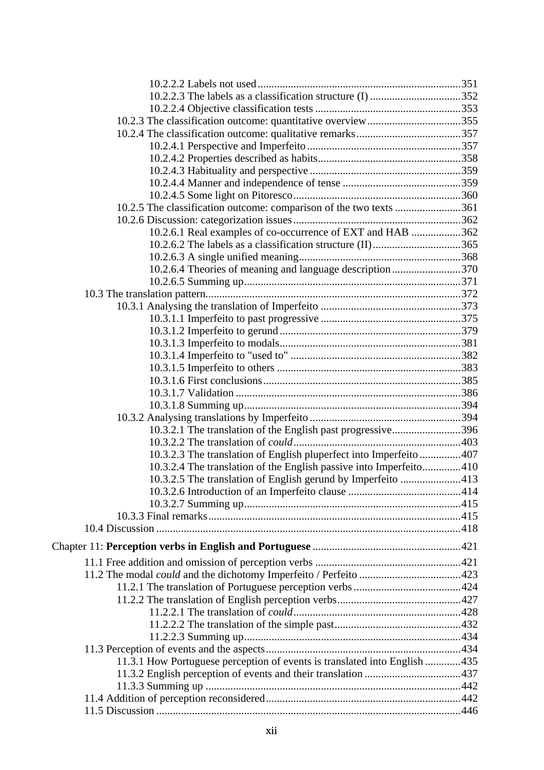10.2.2.2 Labels not used ........................................................................ 351
10.2.2.3 The labels as a classification structure (I) ................................. 352
10.2.2.4 Objective classification tests .................................................... 353
10.2.3 The classification outcome: quantitative overview .................................. 355
10.2.4 The classification outcome: qualitative remarks ...................................... 357
10.2.4.1 Perspective and Imperfeito ........................................................ 357
10.2.4.2 Properties described as habits .................................................... 358
10.2.4.3 Habituality and perspective ....................................................... 359
10.2.4.4 Manner and independence of tense ........................................... 359
10.2.4.5 Some light on Pitoresco ............................................................ 360
10.2.5 The classification outcome: comparison of the two texts ........................ 361
10.2.6 Discussion: categorization issues ............................................................ 362
10.2.6.1 Real examples of co-occurrence of EXT and HAB .................. 362
10.2.6.2 The labels as a classification structure (II) ............................... 365
10.2.6.3 A single unified meaning ........................................................... 368
10.2.6.4 Theories of meaning and language description ......................... 370
10.2.6.5 Summing up ............................................................................... 371
10.3 The translation pattern ................................................................................ 372
10.3.1 Analysing the translation of Imperfeito ................................................... 373
10.3.1.1 Imperfeito to past progressive ................................................... 375
10.3.1.2 Imperfeito to gerund ................................................................. 379
10.3.1.3 Imperfeito to modals ................................................................. 381
10.3.1.4 Imperfeito to "used to" ............................................................. 382
10.3.1.5 Imperfeito to others .................................................................. 383
10.3.1.6 First conclusions ........................................................................ 385
10.3.1.7 Validation ................................................................................. 386
10.3.1.8 Summing up .............................................................................. 394
10.3.2 Analysing translations by Imperfeito ...................................................... 394
10.3.2.1 The translation of the English past progressive ......................... 396
10.3.2.2 The translation of *could* ............................................................. 403
10.3.2.3 The translation of English pluperfect into Imperfeito ............... 407
10.3.2.4 The translation of the English passive into Imperfeito .............. 410
10.3.2.5 The translation of English gerund by Imperfeito ...................... 413
10.3.2.6 Introduction of an Imperfeito clause ......................................... 414
10.3.2.7 Summing up .............................................................................. 415
10.3.3 Final remarks ........................................................................................... 415
10.4 Discussion .................................................................................................... 418

Chapter 11: **Perception verbs in English and Portuguese** ..................................... 421

11.1 Free addition and omission of perception verbs ........................................... 421
11.2 The modal *could* and the dichotomy Imperfeito / Perfeito ............................ 423
11.2.1 The translation of Portuguese perception verbs ....................................... 424
11.2.2 The translation of English perception verbs ............................................ 427
11.2.2.1 The translation of *could* ............................................................. 428
11.2.2.2 The translation of the simple past ............................................. 432
11.2.2.3 Summing up .............................................................................. 434
11.3 Perception of events and the aspects ........................................................... 434
11.3.1 How Portuguese perception of events is translated into English ............ 435
11.3.2 English perception of events and their translation .................................. 437
11.3.3 Summing up ............................................................................................ 442
11.4 Addition of perception reconsidered ........................................................... 442
11.5 Discussion .................................................................................................... 446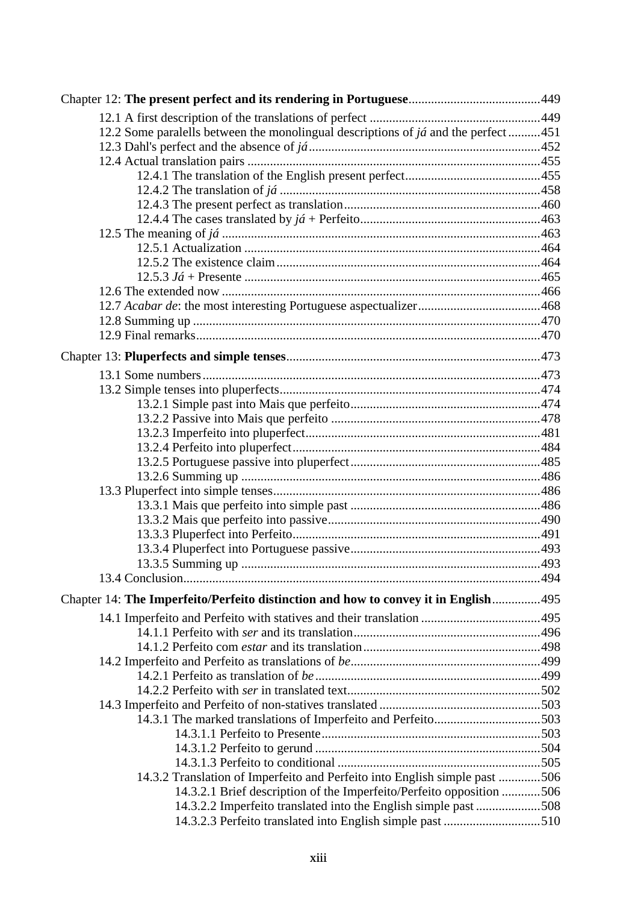Chapter 12: **The present perfect and its rendering in Portuguese** ........................................ 449

- 12.1 A first description of the translations of perfect ..................................... 449
- 12.2 Some paralells between the monolingual descriptions of *já* and the perfect .......... 451
- 12.3 Dahl's perfect and the absence of *já* ........................................................ 452
- 12.4 Actual translation pairs .......................................................................... 455
  - 12.4.1 The translation of the English present perfect ......................................... 455
  - 12.4.2 The translation of *já* ................................................................. 458
  - 12.4.3 The present perfect as translation ............................................................ 460
  - 12.4.4 The cases translated by *já* + Perfeito ........................................................ 463
- 12.5 The meaning of *já* .................................................................................. 463
  - 12.5.1 Actualization ........................................................................... 464
  - 12.5.2 The existence claim ................................................................. 464
  - 12.5.3 *Já* + Presente ........................................................................... 465
- 12.6 The extended now .................................................................................. 466
- 12.7 *Acabar de*: the most interesting Portuguese aspectualizer ...................................... 468
- 12.8 Summing up ........................................................................................... 470
- 12.9 Final remarks .......................................................................................... 470

Chapter 13: **Pluperfects and simple tenses** .............................................................................. 473

- 13.1 Some numbers ........................................................................................ 473
- 13.2 Simple tenses into pluperfects ................................................................ 474
  - 13.2.1 Simple past into Mais que perfeito ........................................................... 474
  - 13.2.2 Passive into Mais que perfeito ................................................................. 478
  - 13.2.3 Imperfeito into pluperfect ........................................................................ 481
  - 13.2.4 Perfeito into pluperfect ............................................................................ 484
  - 13.2.5 Portuguese passive into pluperfect ........................................................... 485
  - 13.2.6 Summing up ............................................................................................ 486
- 13.3 Pluperfect into simple tenses .................................................................. 486
  - 13.3.1 Mais que perfeito into simple past ........................................................... 486
  - 13.3.2 Mais que perfeito into passive ................................................................. 490
  - 13.3.3 Pluperfect into Perfeito ............................................................................ 491
  - 13.3.4 Pluperfect into Portuguese passive ........................................................... 493
  - 13.3.5 Summing up ............................................................................................ 493
- 13.4 Conclusion .............................................................................................. 494

Chapter 14: **The Imperfeito/Perfeito distinction and how to convey it in English** ............... 495

- 14.1 Imperfeito and Perfeito with statives and their translation ..................................... 495
  - 14.1.1 Perfeito with *ser* and its translation .......................................................... 496
  - 14.1.2 Perfeito com *estar* and its translation ....................................................... 498
- 14.2 Imperfeito and Perfeito as translations of *be* .......................................................... 499
  - 14.2.1 Perfeito as translation of *be* ..................................................................... 499
  - 14.2.2 Perfeito with *ser* in translated text ........................................................... 502
- 14.3 Imperfeito and Perfeito of non-statives translated .................................................. 503
  - 14.3.1 The marked translations of Imperfeito and Perfeito ................................. 503
    - 14.3.1.1 Perfeito to Presente ................................................................... 503
    - 14.3.1.2 Perfeito to gerund ..................................................................... 504
    - 14.3.1.3 Perfeito to conditional .............................................................. 505
  - 14.3.2 Translation of Imperfeito and Perfeito into English simple past ............. 506
    - 14.3.2.1 Brief description of the Imperfeito/Perfeito opposition ............ 506
    - 14.3.2.2 Imperfeito translated into the English simple past .................... 508
    - 14.3.2.3 Perfeito translated into English simple past ............................. 510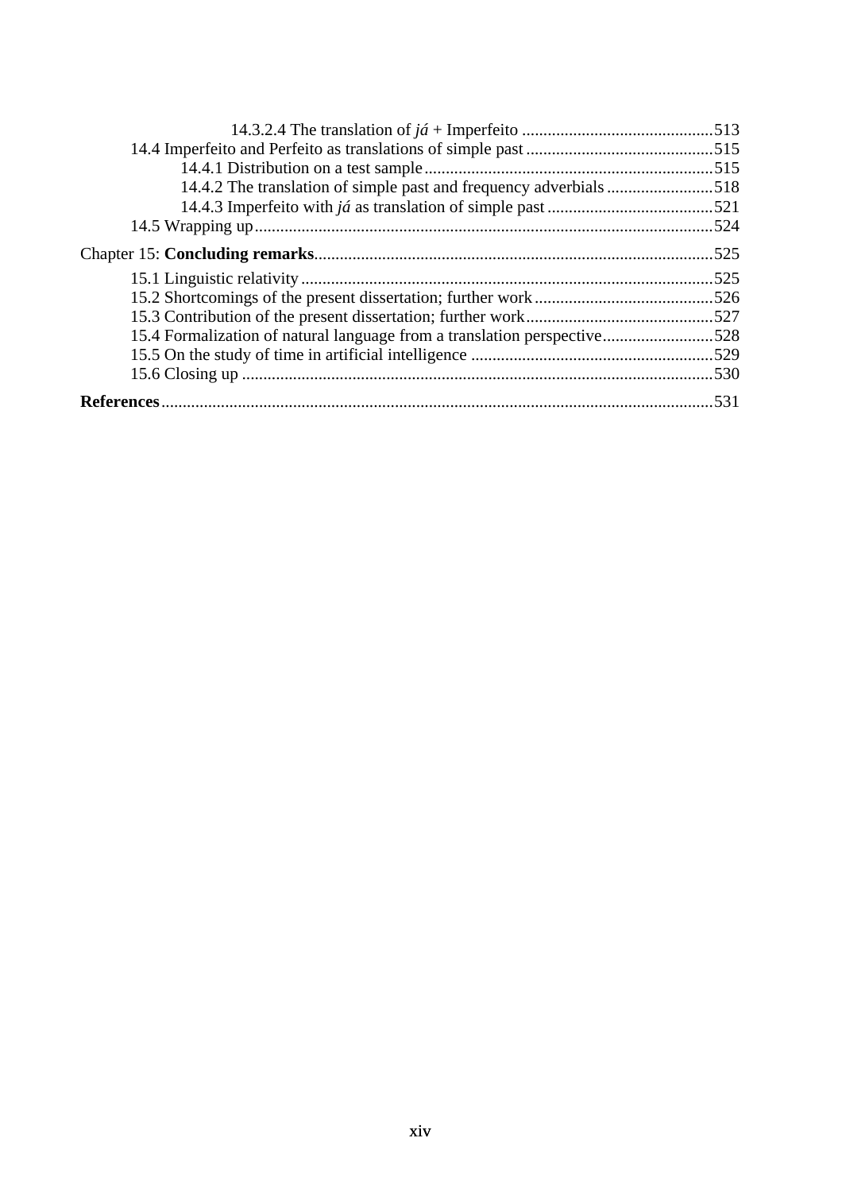14.3.2.4 The translation of *já* + Imperfeito ............................................513

14.4 Imperfeito and Perfeito as translations of simple past ............................................515

14.4.1 Distribution on a test sample ....................................................................515

14.4.2 The translation of simple past and frequency adverbials .........................518

14.4.3 Imperfeito with *já* as translation of simple past .......................................521

14.5 Wrapping up ............................................................................................................524

Chapter 15: **Concluding remarks** .............................................................................................525

15.1 Linguistic relativity ................................................................................................525

15.2 Shortcomings of the present dissertation; further work ..........................................526

15.3 Contribution of the present dissertation; further work ............................................527

15.4 Formalization of natural language from a translation perspective..........................528

15.5 On the study of time in artificial intelligence .........................................................529

15.6 Closing up ..............................................................................................................530

**References** .................................................................................................................................531